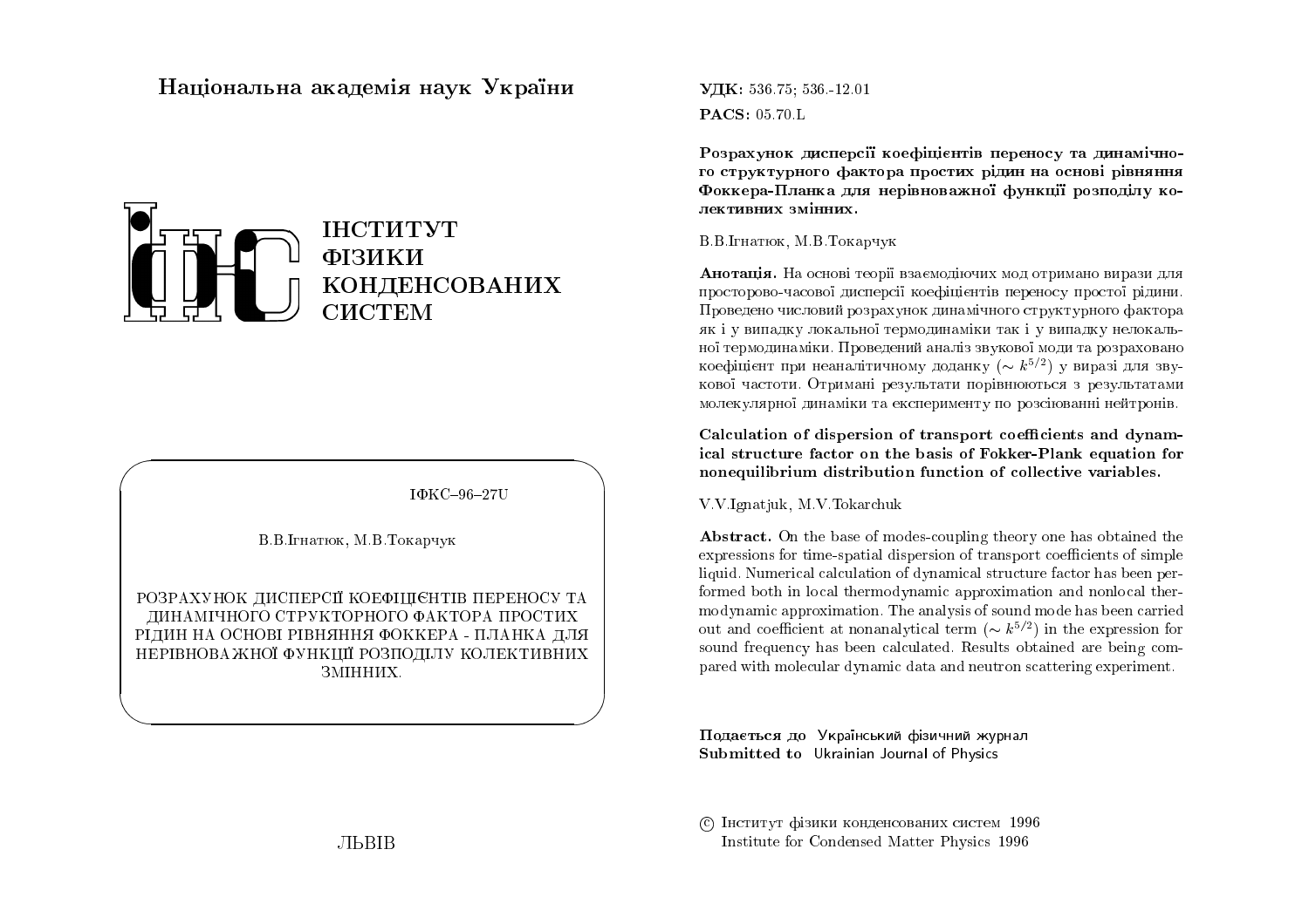# Національна академія наук України

ІНСТИТУТ
ФІЗИКИ
КОНДЕНСОВАНИХ
СИСТЕМ

ІФКС–96–27U

В.В.Ігнатюк, М.В.Токарчук

РОЗРАХУНОК ДИСПЕРСІЇ КОЕФІЦІЄНТІВ ПЕРЕНОСУ ТА ДИНАМІЧНОГО СТРУКТОРНОГО ФАКТОРА ПРОСТИХ РІДИН НА ОСНОВІ РІВНЯННЯ ФОККЕРА - ПЛАНКА ДЛЯ НЕРІВНОВАЖНОЇ ФУНКЦІЇ РОЗПОДІЛУ КОЛЕКТИВНИХ ЗМІННИХ.

ЛЬВІВ

**УДК:** 536.75; 536.-12.01

**PACS:** 05.70.L

**Розрахунок дисперсії коефіцієнтів переносу та динамічного структурного фактора простих рідин на основі рівняння Фоккера-Планка для нерівноважної функції розподілу колективних змінних.**

В.В.Ігнатюк, М.В.Токарчук

**Анотація.** На основі теорії взаємодіючих мод отримано вирази для просторово-часової дисперсії коефіцієнтів переносу простої рідини. Проведено числовий розрахунок динамічного структурного фактора як і у випадку локальної термодинаміки так і у випадку нелокальної термодинаміки. Проведений аналіз звукової моди та розраховано коефіцієнт при неаналітичному доданку ($\sim k^{5/2}$) у виразі для звукової частоти. Отримані результати порівнюються з результатами молекулярної динаміки та експерименту по розсіюванні нейтронів.

**Calculation of dispersion of transport coefficients and dynamical structure factor on the basis of Fokker-Plank equation for nonequilibrium distribution function of collective variables.**

V.V.Ignatjuk, M.V.Tokarchuk

**Abstract.** On the base of modes-coupling theory one has obtained the expressions for time-spatial dispersion of transport coefficients of simple liquid. Numerical calculation of dynamical structure factor has been performed both in local thermodynamic approximation and nonlocal thermodynamic approximation. The analysis of sound mode has been carried out and coefficient at nonanalytical term ($\sim k^{5/2}$) in the expression for sound frequency has been calculated. Results obtained are being compared with molecular dynamic data and neutron scattering experiment.

**Подається до** Український фізичний журнал
**Submitted to** Ukrainian Journal of Physics

© Інститут фізики конденсованих систем 1996
Institute for Condensed Matter Physics 1996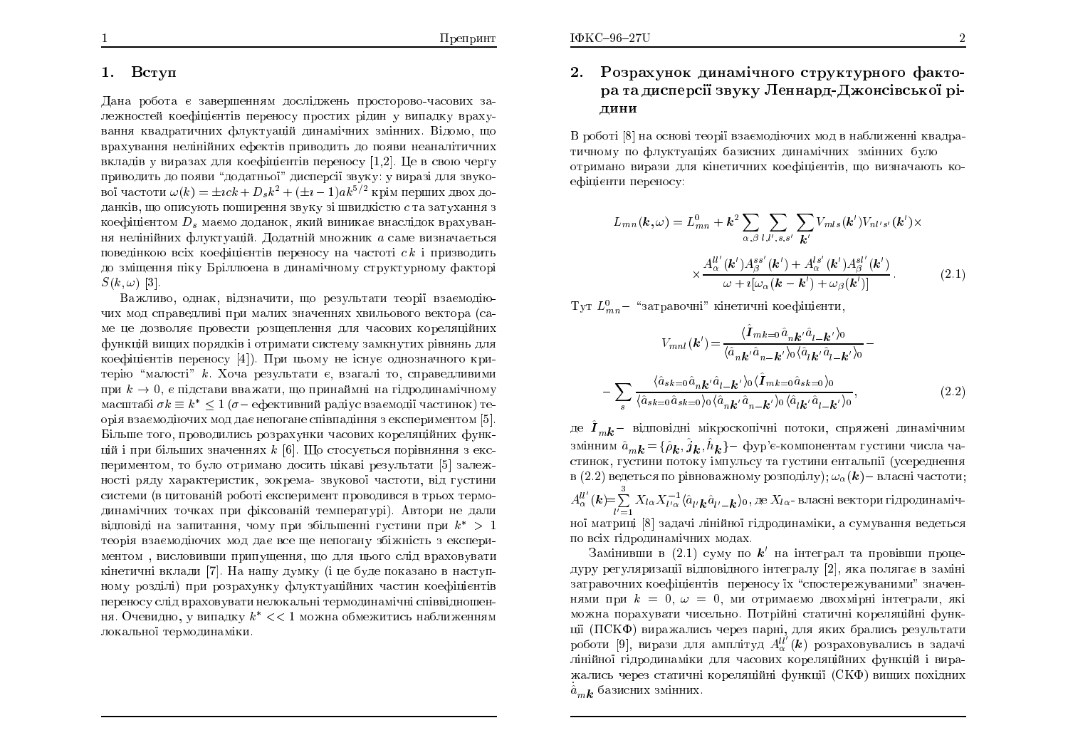## 1. Вступ

Дана робота є завершенням досліджень просторово-часових залежностей коефіцієнтів переносу простих рідин у випадку врахування квадратичних флуктуацій динамічних змінних. Відомо, що врахування нелінійних ефектів приводить до появи неаналітичних вкладів у виразах для коефіцієнтів переносу [1,2]. Це в свою чергу приводить до появи "додатньої" дисперсії звуку: у виразі для звукової частоти $\omega(k) = \pm\imath ck + D_s k^2 + (\pm\imath - 1)ak^{5/2}$ крім перших двох доданків, що описують поширення звуку зі швидкістю $c$ та затухання з коефіцієнтом $D_s$ маємо доданок, який виникає внаслідок врахування нелінійних флуктуацій. Додатній множник $a$ саме визначається поведінкою всіх коефіцієнтів переносу на частоті $ck$ і призводить до зміщення піку Бріллюена в динамічному структурному факторі $S(k,\omega)$ [3].

Важливо, однак, відзначити, що результати теорії взаємодіючих мод справедливі при малих значеннях хвильового вектора (саме це дозволяє провести розщеплення для часових кореляційних функцій вищих порядків і отримати систему замкнутих рівнянь для коефіцієнтів переносу [4]). При цьому не існує однозначного критерію "малості" $k$. Хоча результати є, взагалі то, справедливими при $k \to 0$, є підстави вважати, що принаймні на гідродинамічному масштабі $\sigma k \equiv k^* \leq 1$ ($\sigma-$ ефективний радіус взаємодії частинок) теорія взаємодіючих мод дає непогане співпадіння з експериментом [5]. Більше того, проводились розрахунки часових кореляційних функцій і при більших значеннях $k$ [6]. Що стосується порівняння з експериментом, то було отримано досить цікаві результати [5] залежності ряду характеристик, зокрема- звукової частоти, від густини системи (в цитованій роботі експеримент проводився в трьох термодинамічних точках при фіксованій температурі). Автори не дали відповіді на запитання, чому при збільшенні густини при $k^* > 1$ теорія взаємодіючих мод дає все ще непогану збіжність з експериментом , висловивши припущення, що для цього слід враховувати кінетичні вклади [7]. На нашу думку (і це буде показано в наступному розділі) при розрахунку флуктуаційних частин коефіцієнтів переносу слід враховувати нелокальні термодинамічні співвідношення. Очевидно, у випадку $k^* << 1$ можна обмежитись наближенням локальної термодинаміки.

## 2. Розрахунок динамічного структурного фактора та дисперсії звуку Леннард-Джонсівської рідини

В роботі [8] на основі теорії взаємодіючих мод в наближенні квадратичному по флуктуаціях базисних динамічних змінних було отримано вирази для кінетичних коефіцієнтів, що визначають коефіцієнти переносу:

$$L_{mn}(\boldsymbol{k},\omega) = L^0_{mn} + \boldsymbol{k}^2 \sum_{\alpha,\beta} \sum_{l,l',s,s'} \sum_{\boldsymbol{k}'} V_{mls}(\boldsymbol{k}') V_{nl's'}(\boldsymbol{k}') \times$$

$$\times \frac{A^{ll'}_\alpha(\boldsymbol{k}') A^{ss'}_\beta(\boldsymbol{k}') + A^{ls'}_\alpha(\boldsymbol{k}') A^{sl'}_\beta(\boldsymbol{k}')}{\omega + \imath[\omega_\alpha(\boldsymbol{k}-\boldsymbol{k}') + \omega_\beta(\boldsymbol{k}')]}. \tag{2.1}$$

Тут $L^0_{mn}-$ "затравочні" кінетичні коефіцієнти,

$$V_{mnl}(\boldsymbol{k}') = \frac{\langle \hat{\boldsymbol{I}}_{mk=0} \hat{a}_{n\boldsymbol{k}'} \hat{a}_{l-\boldsymbol{k}'} \rangle_0}{\langle \hat{a}_{n\boldsymbol{k}'} \hat{a}_{n-\boldsymbol{k}'} \rangle_0 \langle \hat{a}_{l\boldsymbol{k}'} \hat{a}_{l-\boldsymbol{k}'} \rangle_0} -$$

$$- \sum_s \frac{\langle \hat{a}_{sk=0} \hat{a}_{n\boldsymbol{k}'} \hat{a}_{l-\boldsymbol{k}'} \rangle_0 \langle \hat{\boldsymbol{I}}_{mk=0} \hat{a}_{sk=0} \rangle_0}{\langle \hat{a}_{sk=0} \hat{a}_{sk=0} \rangle_0 \langle \hat{a}_{n\boldsymbol{k}'} \hat{a}_{n-\boldsymbol{k}'} \rangle_0 \langle \hat{a}_{l\boldsymbol{k}'} \hat{a}_{l-\boldsymbol{k}'} \rangle_0}, \tag{2.2}$$

де $\hat{\boldsymbol{I}}_{m\boldsymbol{k}}-$ відповідні мікроскопічні потоки, спряжені динамічним змінним $\hat{a}_{m\boldsymbol{k}} = \{\hat{\rho}_{\boldsymbol{k}}, \hat{\boldsymbol{j}}_{\boldsymbol{k}}, \hat{h}_{\boldsymbol{k}}\}-$ фур'є-компонентам густини числа частинок, густини потоку імпульсу та густини ентальпії (усереднення в (2.2) ведеться по рівноважному розподілу); $\omega_\alpha(\boldsymbol{k})-$ власні частоти; $A^{ll'}_\alpha(\boldsymbol{k}) = \sum_{l'=1}^{3} X_{l\alpha} X^{-1}_{l'\alpha} \langle \hat{a}_{l'\boldsymbol{k}} \hat{a}_{l'-\boldsymbol{k}} \rangle_0$, де $X_{l\alpha}$- власні вектори гідродинамічної матриці [8] задачі лінійної гідродинаміки, а сумування ведеться по всіх гідродинамічних модах.

Замінивши в (2.1) суму по $\boldsymbol{k}'$ на інтеграл та провівши процедуру регуляризації відповідного інтегралу [2], яка полягає в заміні затравочних коефіцієнтів переносу їх "спостережуваними" значеннями при $k = 0$, $\omega = 0$, ми отримаємо двохмірні інтеграли, які можна порахувати чисельно. Потрійні статичні кореляційні функції (ПСКФ) виражались через парні, для яких брались результати роботи [9], вирази для амплітуд $A^{ll'}_\alpha(\boldsymbol{k})$ розраховувались в задачі лінійної гідродинаміки для часових кореляційних функцій і виражались через статичні кореляційні функції (СКФ) вищих похідних $\dot{\hat{a}}_{m\boldsymbol{k}}$ базисних змінних.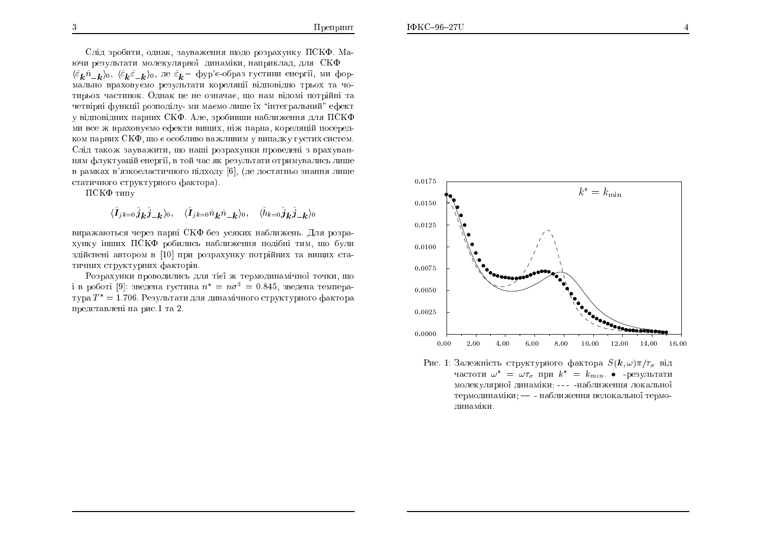Слід зробити, однак, зауваження щодо розрахунку ПСКФ. Маючи результати молекулярної динаміки, наприклад, для СКФ $\langle \hat{\varepsilon}_{\boldsymbol{k}} \hat{n}_{-\boldsymbol{k}} \rangle_0$, $\langle \hat{\varepsilon}_{\boldsymbol{k}} \hat{\varepsilon}_{-\boldsymbol{k}} \rangle_0$, де $\hat{\varepsilon}_{\boldsymbol{k}}$– фур'є-образ густини енергії, ми формально враховуємо результати кореляції відповідно трьох та чотирьох частинок. Однак це не означає, що нам відомі потрійні та четвірні функції розподілу- ми маємо лише їх "інтегральний" ефект у відповідних парних СКФ. Але, зробивши наближення для ПСКФ ми все ж враховуємо ефекти вищих, ніж парна, кореляцій посередком парних СКФ, що є особливо важливим у випадку густих систем. Слід також зауважити, що наші розрахунки проведені з врахуванням флуктуацій енергії, в той час як результати отримувались лише в рамках в'язкоеластичного підходу [6], (де достатньо знання лише статичного структурного фактора).

ПСКФ типу

$$\langle \hat{\boldsymbol{I}}_{jk=0} \hat{\boldsymbol{j}}_{\boldsymbol{k}} \hat{\boldsymbol{j}}_{-\boldsymbol{k}} \rangle_0, \quad \langle \hat{\boldsymbol{I}}_{jk=0} \hat{n}_{\boldsymbol{k}} \hat{n}_{-\boldsymbol{k}} \rangle_0, \quad \langle \hat{h}_{k=0} \hat{\boldsymbol{j}}_{\boldsymbol{k}} \hat{\boldsymbol{j}}_{-\boldsymbol{k}} \rangle_0$$

виражаються через парні СКФ без усяких наближень. Для розрахунку інших ПСКФ робились наближення подібні тим, що були здійснені автором в [10] при розрахунку потрійних та вищих статичних структурних факторів.

Розрахунки проводились для тієї ж термодинамічної точки, що і в роботі [9]: зведена густина $n^* = n\sigma^3 = 0.845$, зведена температура $T^* = 1.706$. Результати для динамічного структурного фактора представлені на рис.1 та 2.

Рис. 1: Залежність структурного фактора $S(\boldsymbol{k},\omega)\pi/\tau_\sigma$ від частоти $\omega^* = \omega\tau_\sigma$ при $k^* = k_{min}$. • -результати молекулярної динаміки; - - - -наближення локальної термодинаміки; — - наближення нелокальної термодинаміки.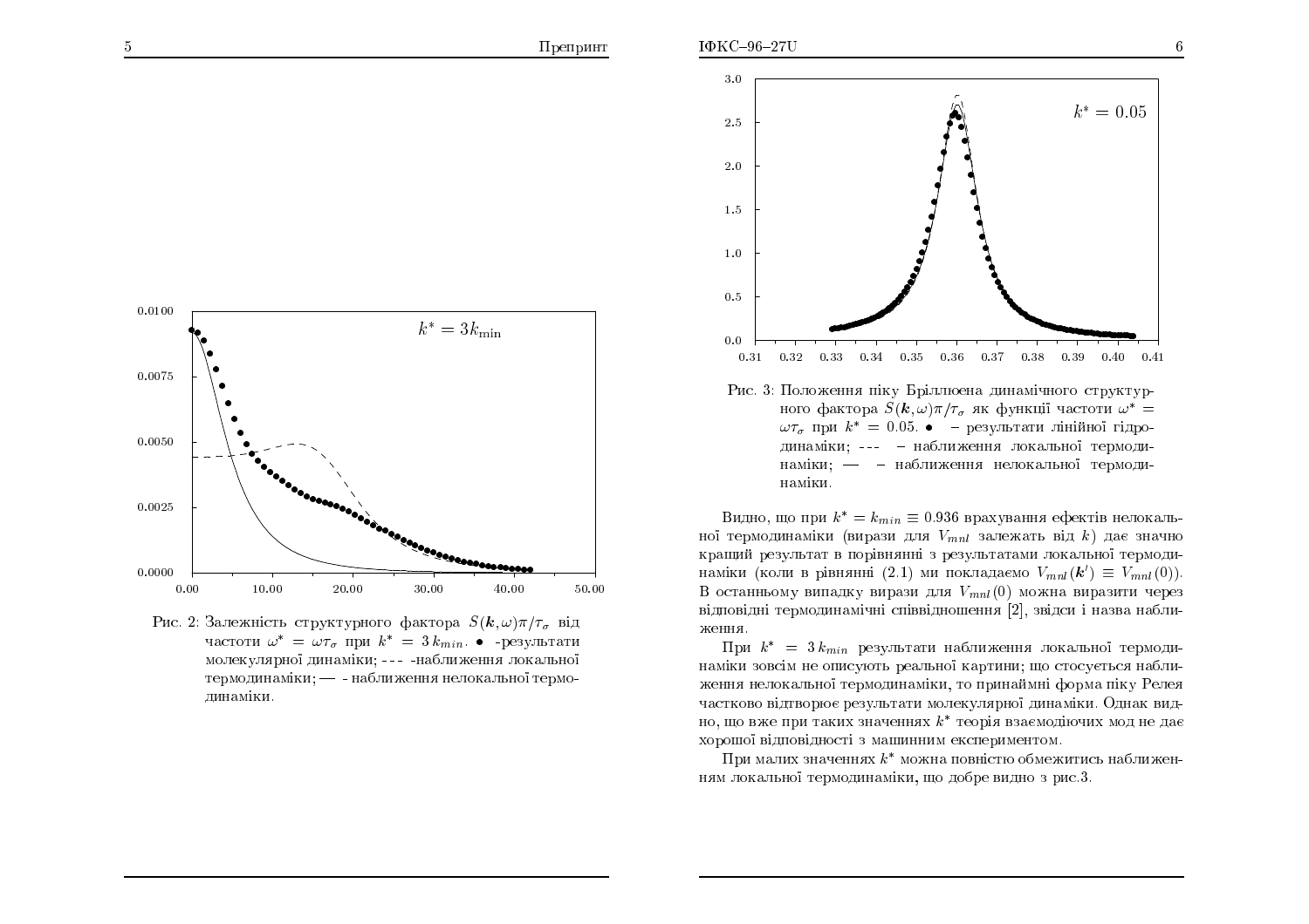Рис. 2: Залежність структурного фактора $S(\boldsymbol{k},\omega)\pi/\tau_\sigma$ від частоти $\omega^* = \omega\tau_\sigma$ при $k^* = 3\,k_{min}$. $\bullet$ -результати молекулярної динаміки; - - - -наближення локальної термодинаміки; — - наближення нелокальної термодинаміки.

Рис. 3: Положення піку Бріллюена динамічного структурного фактора $S(\boldsymbol{k},\omega)\pi/\tau_\sigma$ як функції частоти $\omega^* = \omega\tau_\sigma$ при $k^* = 0.05$. $\bullet$ – результати лінійної гідродинаміки; - - - – наближення локальної термодинаміки; — – наближення нелокальної термодинаміки.

Видно, що при $k^* = k_{min} \equiv 0.936$ врахування ефектів нелокальної термодинаміки (вирази для $V_{mnl}$ залежать від $k$) дає значно кращий результат в порівнянні з результатами локальної термодинаміки (коли в рівнянні (2.1) ми покладаємо $V_{mnl}(\boldsymbol{k}') \equiv V_{mnl}(0)$). В останньому випадку вирази для $V_{mnl}(0)$ можна виразити через відповідні термодинамічні співвідношення [2], звідси і назва наближення.

При $k^* = 3\,k_{min}$ результати наближення локальної термодинаміки зовсім не описують реальної картини; що стосується наближення нелокальної термодинаміки, то принаймні форма піку Релея частково відтворює результати молекулярної динаміки. Однак видно, що вже при таких значеннях $k^*$ теорія взаємодіючих мод не дає хорошої відповідності з машинним експериментом.

При малих значеннях $k^*$ можна повністю обмежитись наближенням локальної термодинаміки, що добре видно з рис.3.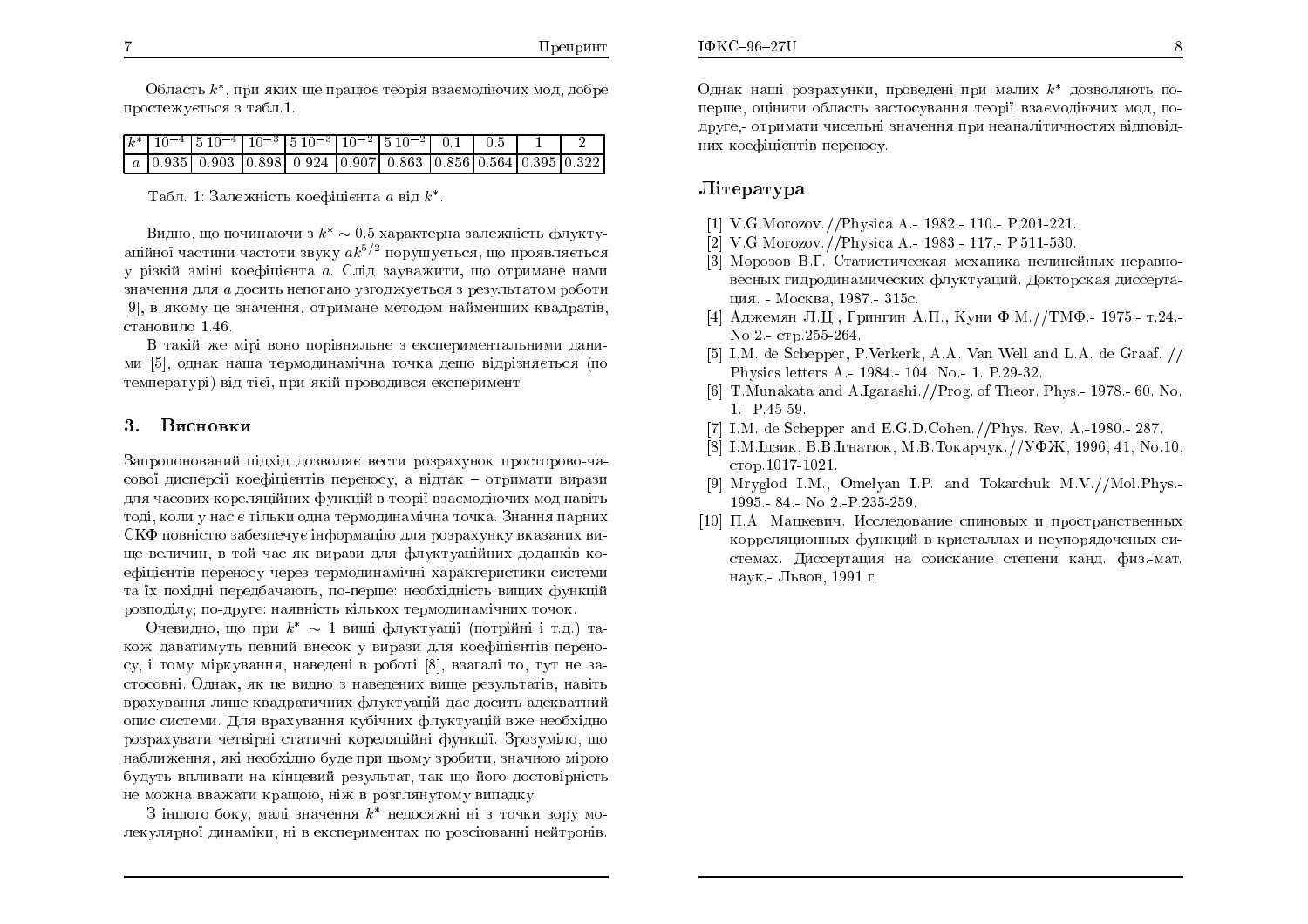Область $k^*$, при яких ще працює теорія взаємодіючих мод, добре простежується з табл.1.

| $k^*$ | $10^{-4}$ | $5\,10^{-4}$ | $10^{-3}$ | $5\,10^{-3}$ | $10^{-2}$ | $5\,10^{-2}$ | 0.1 | 0.5 | 1 | 2 |
|---|---|---|---|---|---|---|---|---|---|---|
| $a$ | 0.935 | 0.903 | 0.898 | 0.924 | 0.907 | 0.863 | 0.856 | 0.564 | 0.395 | 0.322 |

Табл. 1: Залежність коефіцієнта $a$ від $k^*$.

Видно, що починаючи з $k^* \sim 0.5$ характерна залежність флуктуаційної частини частоти звуку $ak^{5/2}$ порушується, що проявляється у різкій зміні коефіцієнта $a$. Слід зауважити, що отримане нами значення для $a$ досить непогано узгоджується з результатом роботи [9], в якому це значення, отримане методом найменших квадратів, становило 1.46.

В такій же мірі воно порівняльне з експериментальними даними [5], однак наша термодинамічна точка дещо відрізняється (по температурі) від тієї, при якій проводився експеримент.

## 3. Висновки

Запропонований підхід дозволяє вести розрахунок просторово-часової дисперсії коефіцієнтів переносу, а відтак – отримати вирази для часових кореляційних функцій в теорії взаємодіючих мод навіть тоді, коли у нас є тільки одна термодинамічна точка. Знання парних СКФ повністю забезпечує інформацію для розрахунку вказаних вище величин, в той час як вирази для флуктуаційних доданків коефіцієнтів переносу через термодинамічні характеристики системи та їх похідні передбачають, по-перше: необхідність вищих функцій розподілу; по-друге: наявність кількох термодинамічних точок.

Очевидно, що при $k^* \sim 1$ вищі флуктуації (потрійні і т.д.) також даватимуть певний внесок у вирази для коефіцієнтів переносу, і тому міркування, наведені в роботі [8], взагалі то, тут не застосовні. Однак, як це видно з наведених вище результатів, навіть врахування лише квадратичних флуктуацій дає досить адекватний опис системи. Для врахування кубічних флуктуацій вже необхідно розрахувати четвірні статичні кореляційні функції. Зрозуміло, що наближення, які необхідно буде при цьому зробити, значною мірою будуть впливати на кінцевий результат, так що його достовірність не можна вважати кращою, ніж в розглянутому випадку.

З іншого боку, малі значення $k^*$ недосяжні ні з точки зору молекулярної динаміки, ні в експериментах по розсіюванні нейтронів. Однак наші розрахунки, проведені при малих $k^*$ дозволяють по-перше, оцінити область застосування теорії взаємодіючих мод, по-друге,- отримати чисельні значення при неаналітичностях відповідних коефіцієнтів переносу.

## Література

[1] V.G.Morozov.//Physica A.- 1982.- 110.- P.201-221.

[2] V.G.Morozov.//Physica A.- 1983.- 117.- P.511-530.

[3] Морозов В.Г. Статистическая механика нелинейных неравновесных гидродинамических флуктуаций. Докторская диссертация. - Москва, 1987.- 315с.

[4] Адджемян Л.Ц., Грингин А.П., Куни Ф.М.//ТМФ.- 1975.- т.24.- No 2.- стр.255-264.

[5] I.M. de Schepper, P.Verkerk, A.A. Van Well and L.A. de Graaf. // Physics letters A.- 1984.- 104. No.- 1. P.29-32.

[6] T.Munakata and A.Igarashi.//Prog. of Theor. Phys.- 1978.- 60. No. 1.- P.45-59.

[7] I.M. de Schepper and E.G.D.Cohen.//Phys. Rev. A.-1980.- 287.

[8] I.M.Ідзик, В.В.Ігнатюк, М.В.Токарчук.//УФЖ, 1996, 41, No.10, стор.1017-1021.

[9] Mryglod I.M., Omelyan I.P. and Tokarchuk M.V.//Mol.Phys.- 1995.- 84.- No 2.-P.235-259.

[10] П.А. Мацкевич. Исследование спиновых и пространственных корреляционных функций в кристаллах и неупорядоченных системах. Диссертация на соискание степени канд. физ.-мат. наук.- Львов, 1991 г.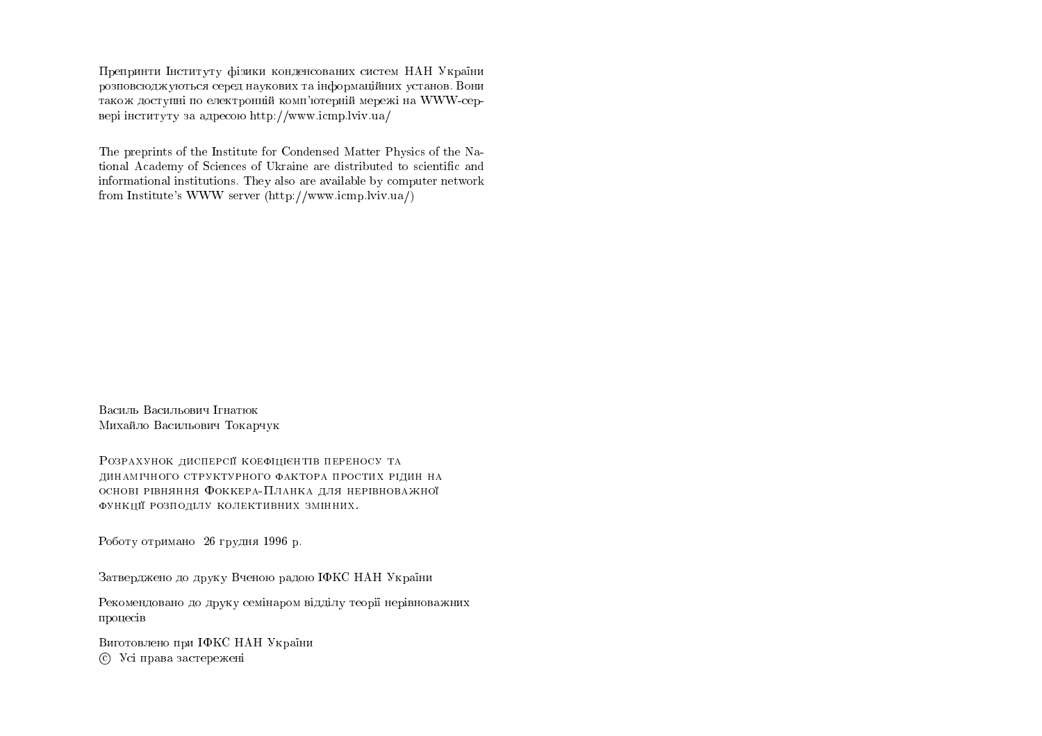Препринти Інституту фізики конденсованих систем НАН України розповсюджуються серед наукових та інформаційних установ. Вони також доступні по електронній комп'ютерній мережі на WWW-сервері інституту за адресою http://www.icmp.lviv.ua/

The preprints of the Institute for Condensed Matter Physics of the National Academy of Sciences of Ukraine are distributed to scientific and informational institutions. They also are available by computer network from Institute's WWW server (http://www.icmp.lviv.ua/)

Василь Васильович Ігнатюк
Михайло Васильович Токарчук

Розрахунок дисперсії коефіцієнтів переносу та динамічного структурного фактора простих рідин на основі рівняння Фоккера-Планка для нерівноважної функції розподілу колективних змінних.

Роботу отримано 26 грудня 1996 р.

Затверджено до друку Вченою радою ІФКС НАН України

Рекомендовано до друку семінаром відділу теорії нерівноважних процесів

Виготовлено при ІФКС НАН України
© Усі права застережені